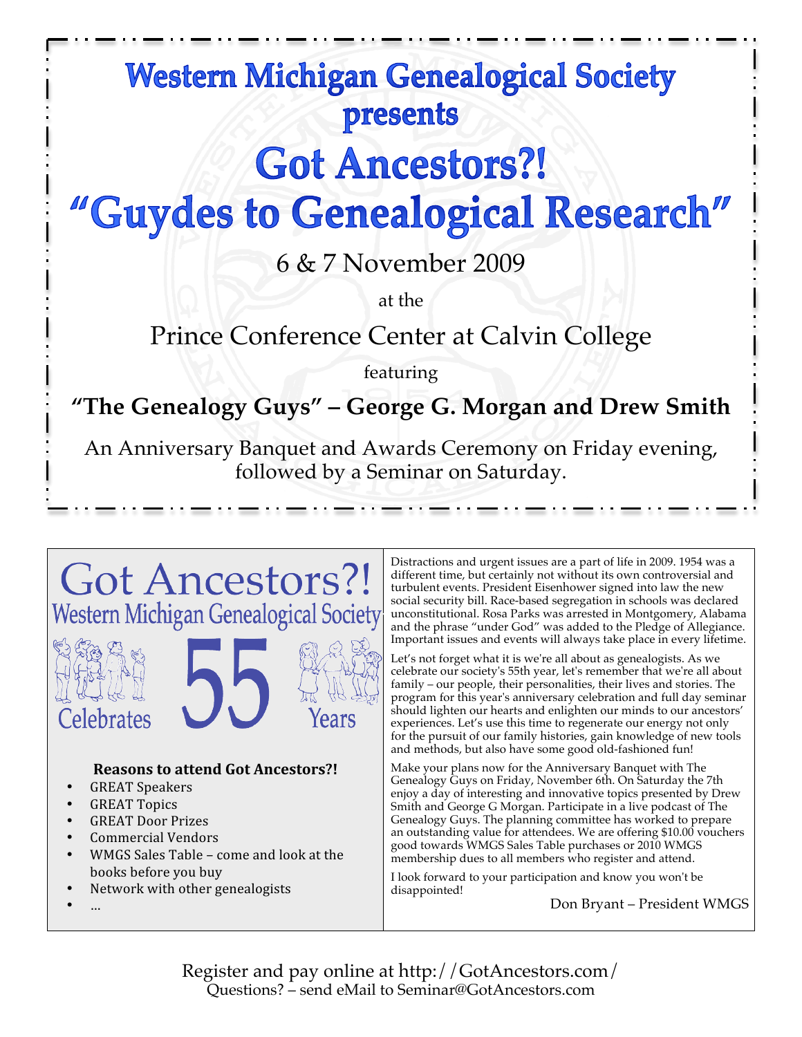# Western Michigan Genealogical Society presents

# Got Ancestors?!

# "Guydes to Genealogical Research"

6 & 7 November 2009

at the

Prince Conference Center at Calvin College

featuring

**"The Genealogy Guys" – George G. Morgan and Drew Smith**

An Anniversary Banquet and Awards Ceremony on Friday evening, followed by a Seminar on Saturday.

## Got Ancestors?!

Western Michigan Genealogical Society

Celebrates 55 Years

**Reasons to attend Got Ancestors?!**

- GREAT Speakers
- GREAT Topics
- GREAT Door Prizes
- Commercial Vendors
- WMGS Sales Table – come and look at the books before you buy
- Network with other genealogists
- …

Distractions and urgent issues are a part of life in 2009. 1954 was a different time, but certainly not without its own controversial and turbulent events. President Eisenhower signed into law the new social security bill. Race-based segregation in schools was declared unconstitutional. Rosa Parks was arrested in Montgomery, Alabama and the phrase "under God" was added to the Pledge of Allegiance. Important issues and events will always take place in every lifetime.

Let's not forget what it is we're all about as genealogists. As we celebrate our society's 55th year, let's remember that we're all about family – our people, their personalities, their lives and stories. The program for this year's anniversary celebration and full day seminar should lighten our hearts and enlighten our minds to our ancestors' experiences. Let's use this time to regenerate our energy not only for the pursuit of our family histories, gain knowledge of new tools and methods, but also have some good old-fashioned fun!

Make your plans now for the Anniversary Banquet with The Genealogy Guys on Friday, November 6th. On Saturday the 7th enjoy a day of interesting and innovative topics presented by Drew Smith and George G Morgan. Participate in a live podcast of The Genealogy Guys. The planning committee has worked to prepare an outstanding value for attendees. We are offering $10.00 vouchers good towards WMGS Sales Table purchases or 2010 WMGS membership dues to all members who register and attend.

I look forward to your participation and know you won't be disappointed!

Don Bryant – President WMGS

Register and pay online at http://GotAncestors.com/
Questions? – send eMail to Seminar@GotAncestors.com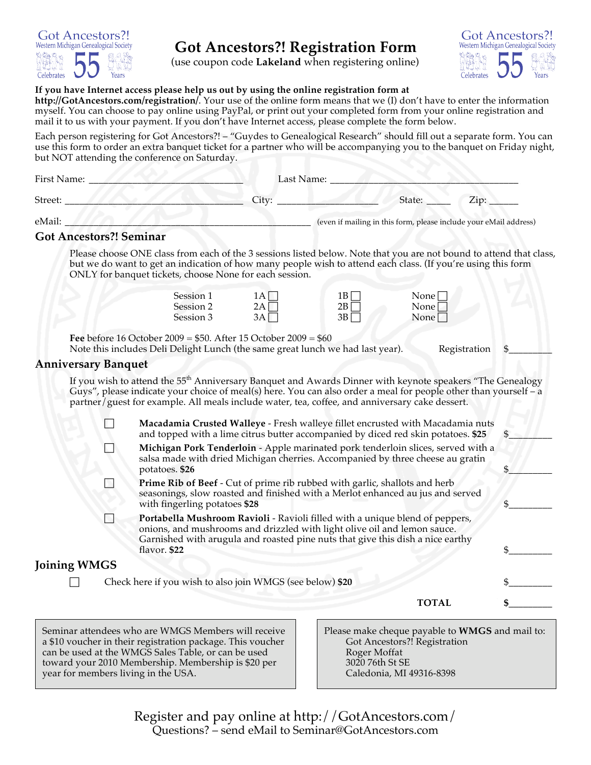Got Ancestors?! Western Michigan Genealogical Society Celebrates 55 Years

# Got Ancestors?! Registration Form

(use coupon code **Lakeland** when registering online)

**If you have Internet access please help us out by using the online registration form at http://GotAncestors.com/registration/**. Your use of the online form means that we (I) don't have to enter the information myself. You can choose to pay online using PayPal, or print out your completed form from your online registration and mail it to us with your payment. If you don't have Internet access, please complete the form below.

Each person registering for Got Ancestors?! – "Guydes to Genealogical Research" should fill out a separate form. You can use this form to order an extra banquet ticket for a partner who will be accompanying you to the banquet on Friday night, but NOT attending the conference on Saturday.

First Name: ______________________________ Last Name: ____________________________________

Street: ____________________________________ City: ___________________ State: _____ Zip: ______

eMail: __________________________________________________ (even if mailing in this form, please include your eMail address)

## Got Ancestors?! Seminar

Please choose ONE class from each of the 3 sessions listed below. Note that you are not bound to attend that class, but we do want to get an indication of how many people wish to attend each class. (If you're using this form ONLY for banquet tickets, choose None for each session.

| | | | |
|---|---|---|---|
| Session 1 | 1A ☐ | 1B ☐ | None ☐ |
| Session 2 | 2A ☐ | 2B ☐ | None ☐ |
| Session 3 | 3A ☐ | 3B ☐ | None ☐ |

**Fee** before 16 October 2009 = $50. After 15 October 2009 = $60
Note this includes Deli Delight Lunch (the same great lunch we had last year). Registration $_________

## Anniversary Banquet

If you wish to attend the 55th Anniversary Banquet and Awards Dinner with keynote speakers "The Genealogy Guys", please indicate your choice of meal(s) here. You can also order a meal for people other than yourself – a partner/guest for example. All meals include water, tea, coffee, and anniversary cake dessert.

☐ **Macadamia Crusted Walleye** - Fresh walleye fillet encrusted with Macadamia nuts and topped with a lime citrus butter accompanied by diced red skin potatoes. **$25** $_________

☐ **Michigan Pork Tenderloin** - Apple marinated pork tenderloin slices, served with a salsa made with dried Michigan cherries. Accompanied by three cheese au gratin potatoes. **$26** $_________

☐ **Prime Rib of Beef** - Cut of prime rib rubbed with garlic, shallots and herb seasonings, slow roasted and finished with a Merlot enhanced au jus and served with fingerling potatoes **$28** $_________

☐ **Portabella Mushroom Ravioli** - Ravioli filled with a unique blend of peppers, onions, and mushrooms and drizzled with light olive oil and lemon sauce. Garnished with arugula and roasted pine nuts that give this dish a nice earthy flavor. **$22** $_________

## Joining WMGS

☐ Check here if you wish to also join WMGS (see below) **$20** $_________

**TOTAL** **$_________**

Seminar attendees who are WMGS Members will receive a $10 voucher in their registration package. This voucher can be used at the WMGS Sales Table, or can be used toward your 2010 Membership. Membership is $20 per year for members living in the USA.

Please make cheque payable to **WMGS** and mail to:
Got Ancestors?! Registration
Roger Moffat
3020 76th St SE
Caledonia, MI 49316-8398

Register and pay online at http://GotAncestors.com/
Questions? – send eMail to Seminar@GotAncestors.com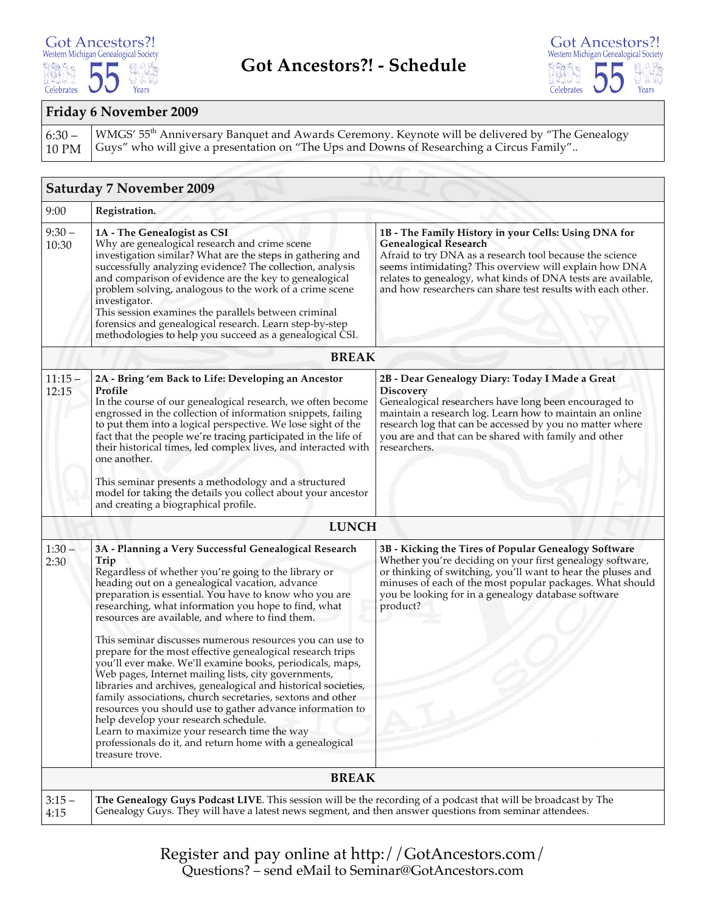# Got Ancestors?! - Schedule

| Friday 6 November 2009 | |
|---|---|
| 6:30 – 10 PM | WMGS' 55th Anniversary Banquet and Awards Ceremony. Keynote will be delivered by "The Genealogy Guys" who will give a presentation on "The Ups and Downs of Researching a Circus Family".. |

| Saturday 7 November 2009 | | |
|---|---|---|
| 9:00 | **Registration.** | |
| 9:30 – 10:30 | **1A - The Genealogist as CSI** Why are genealogical research and crime scene investigation similar? What are the steps in gathering and successfully analyzing evidence? The collection, analysis and comparison of evidence are the key to genealogical problem solving, analogous to the work of a crime scene investigator. This session examines the parallels between criminal forensics and genealogical research. Learn step-by-step methodologies to help you succeed as a genealogical CSI. | **1B - The Family History in your Cells: Using DNA for Genealogical Research** Afraid to try DNA as a research tool because the science seems intimidating? This overview will explain how DNA relates to genealogy, what kinds of DNA tests are available, and how researchers can share test results with each other. |
| | **BREAK** | |
| 11:15 – 12:15 | **2A - Bring 'em Back to Life: Developing an Ancestor Profile** In the course of our genealogical research, we often become engrossed in the collection of information snippets, failing to put them into a logical perspective. We lose sight of the fact that the people we're tracing participated in the life of their historical times, led complex lives, and interacted with one another. This seminar presents a methodology and a structured model for taking the details you collect about your ancestor and creating a biographical profile. | **2B - Dear Genealogy Diary: Today I Made a Great Discovery** Genealogical researchers have long been encouraged to maintain a research log. Learn how to maintain an online research log that can be accessed by you no matter where you are and that can be shared with family and other researchers. |
| | **LUNCH** | |
| 1:30 – 2:30 | **3A - Planning a Very Successful Genealogical Research Trip** Regardless of whether you're going to the library or heading out on a genealogical vacation, advance preparation is essential. You have to know who you are researching, what information you hope to find, what resources are available, and where to find them. This seminar discusses numerous resources you can use to prepare for the most effective genealogical research trips you'll ever make. We'll examine books, periodicals, maps, Web pages, Internet mailing lists, city governments, libraries and archives, genealogical and historical societies, family associations, church secretaries, sextons and other resources you should use to gather advance information to help develop your research schedule. Learn to maximize your research time the way professionals do it, and return home with a genealogical treasure trove. | **3B - Kicking the Tires of Popular Genealogy Software** Whether you're deciding on your first genealogy software, or thinking of switching, you'll want to hear the pluses and minuses of each of the most popular packages. What should you be looking for in a genealogy database software product? |
| | **BREAK** | |
| 3:15 – 4:15 | **The Genealogy Guys Podcast LIVE**. This session will be the recording of a podcast that will be broadcast by The Genealogy Guys. They will have a latest news segment, and then answer questions from seminar attendees. | |

Register and pay online at http://GotAncestors.com/
Questions? – send eMail to Seminar@GotAncestors.com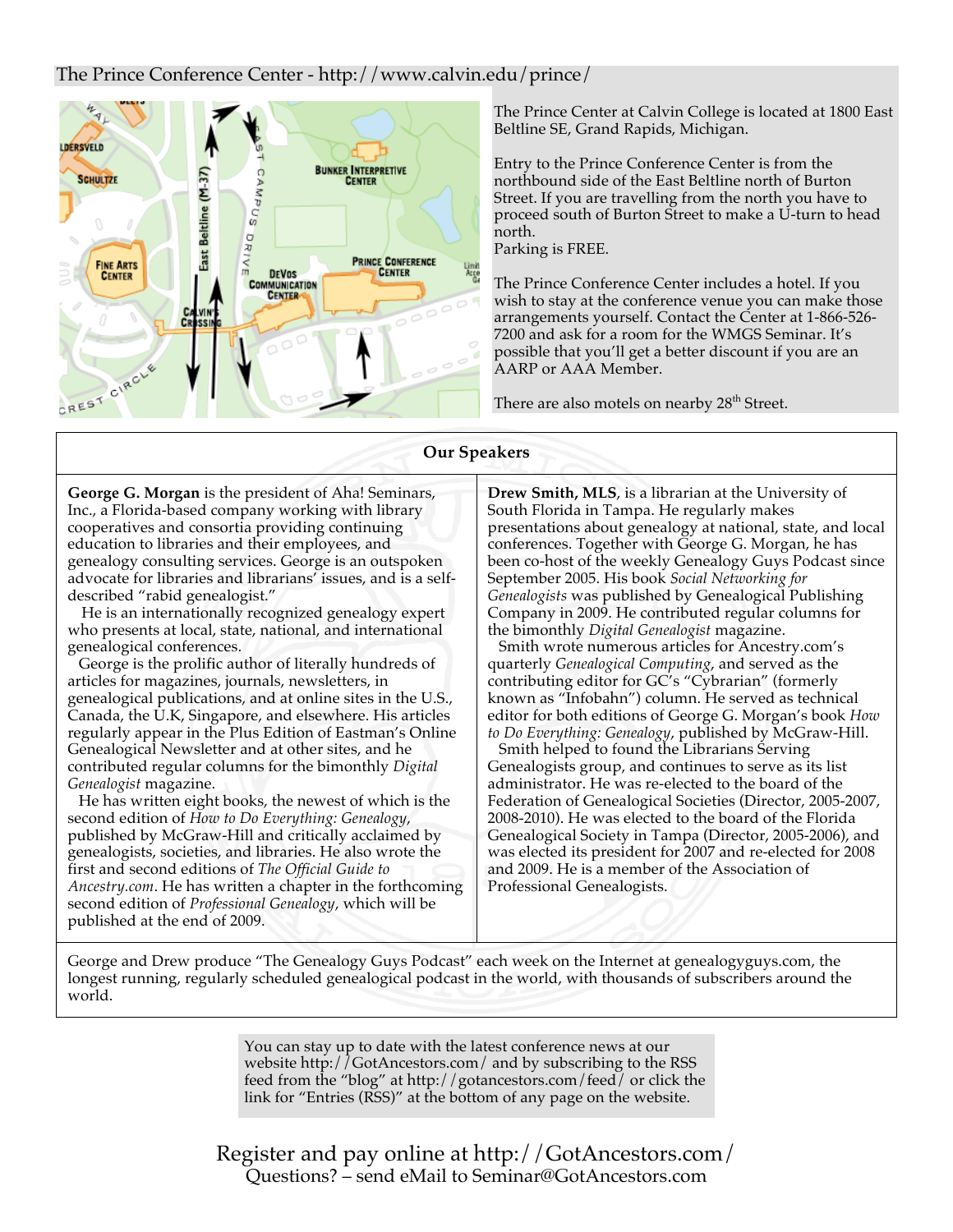## The Prince Conference Center - http://www.calvin.edu/prince/

The Prince Center at Calvin College is located at 1800 East Beltline SE, Grand Rapids, Michigan.

Entry to the Prince Conference Center is from the northbound side of the East Beltline north of Burton Street. If you are travelling from the north you have to proceed south of Burton Street to make a U-turn to head north.
Parking is FREE.

The Prince Conference Center includes a hotel. If you wish to stay at the conference venue you can make those arrangements yourself. Contact the Center at 1-866-526-7200 and ask for a room for the WMGS Seminar. It's possible that you'll get a better discount if you are an AARP or AAA Member.

There are also motels on nearby 28th Street.

## Our Speakers

**George G. Morgan** is the president of Aha! Seminars, Inc., a Florida-based company working with library cooperatives and consortia providing continuing education to libraries and their employees, and genealogy consulting services. George is an outspoken advocate for libraries and librarians' issues, and is a self-described "rabid genealogist."

He is an internationally recognized genealogy expert who presents at local, state, national, and international genealogical conferences.

George is the prolific author of literally hundreds of articles for magazines, journals, newsletters, in genealogical publications, and at online sites in the U.S., Canada, the U.K, Singapore, and elsewhere. His articles regularly appear in the Plus Edition of Eastman's Online Genealogical Newsletter and at other sites, and he contributed regular columns for the bimonthly *Digital Genealogist* magazine.

He has written eight books, the newest of which is the second edition of *How to Do Everything: Genealogy*, published by McGraw-Hill and critically acclaimed by genealogists, societies, and libraries. He also wrote the first and second editions of *The Official Guide to Ancestry.com*. He has written a chapter in the forthcoming second edition of *Professional Genealogy*, which will be published at the end of 2009.

**Drew Smith, MLS**, is a librarian at the University of South Florida in Tampa. He regularly makes presentations about genealogy at national, state, and local conferences. Together with George G. Morgan, he has been co-host of the weekly Genealogy Guys Podcast since September 2005. His book *Social Networking for Genealogists* was published by Genealogical Publishing Company in 2009. He contributed regular columns for the bimonthly *Digital Genealogist* magazine.

Smith wrote numerous articles for Ancestry.com's quarterly *Genealogical Computing*, and served as the contributing editor for GC's "Cybrarian" (formerly known as "Infobahn") column. He served as technical editor for both editions of George G. Morgan's book *How to Do Everything: Genealogy*, published by McGraw-Hill.

Smith helped to found the Librarians Serving Genealogists group, and continues to serve as its list administrator. He was re-elected to the board of the Federation of Genealogical Societies (Director, 2005-2007, 2008-2010). He was elected to the board of the Florida Genealogical Society in Tampa (Director, 2005-2006), and was elected its president for 2007 and re-elected for 2008 and 2009. He is a member of the Association of Professional Genealogists.

George and Drew produce "The Genealogy Guys Podcast" each week on the Internet at genealogyguys.com, the longest running, regularly scheduled genealogical podcast in the world, with thousands of subscribers around the world.

You can stay up to date with the latest conference news at our website http://GotAncestors.com/ and by subscribing to the RSS feed from the "blog" at http://gotancestors.com/feed/ or click the link for "Entries (RSS)" at the bottom of any page on the website.

Register and pay online at http://GotAncestors.com/
Questions? – send eMail to Seminar@GotAncestors.com